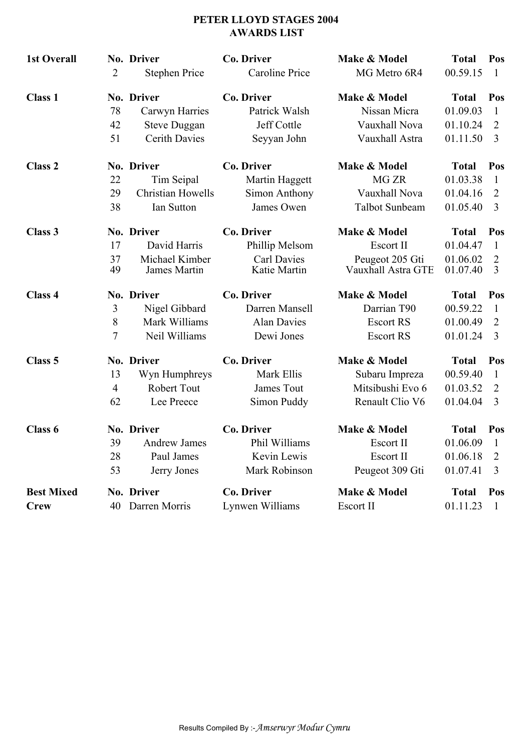# PETER LLOYD STAGES 2004
## AWARDS LIST

| | No. | Driver | Co. Driver | Make & Model | Total | Pos |
|---|---|---|---|---|---|---|
| **1st Overall** | 2 | Stephen Price | Caroline Price | MG Metro 6R4 | 00.59.15 | 1 |
| **Class 1** | **No.** | **Driver** | **Co. Driver** | **Make & Model** | **Total** | **Pos** |
| | 78 | Carwyn Harries | Patrick Walsh | Nissan Micra | 01.09.03 | 1 |
| | 42 | Steve Duggan | Jeff Cottle | Vauxhall Nova | 01.10.24 | 2 |
| | 51 | Cerith Davies | Seyyan John | Vauxhall Astra | 01.11.50 | 3 |
| **Class 2** | **No.** | **Driver** | **Co. Driver** | **Make & Model** | **Total** | **Pos** |
| | 22 | Tim Seipal | Martin Haggett | MG ZR | 01.03.38 | 1 |
| | 29 | Christian Howells | Simon Anthony | Vauxhall Nova | 01.04.16 | 2 |
| | 38 | Ian Sutton | James Owen | Talbot Sunbeam | 01.05.40 | 3 |
| **Class 3** | **No.** | **Driver** | **Co. Driver** | **Make & Model** | **Total** | **Pos** |
| | 17 | David Harris | Phillip Melsom | Escort II | 01.04.47 | 1 |
| | 37 | Michael Kimber | Carl Davies | Peugeot 205 Gti | 01.06.02 | 2 |
| | 49 | James Martin | Katie Martin | Vauxhall Astra GTE | 01.07.40 | 3 |
| **Class 4** | **No.** | **Driver** | **Co. Driver** | **Make & Model** | **Total** | **Pos** |
| | 3 | Nigel Gibbard | Darren Mansell | Darrian T90 | 00.59.22 | 1 |
| | 8 | Mark Williams | Alan Davies | Escort RS | 01.00.49 | 2 |
| | 7 | Neil Williams | Dewi Jones | Escort RS | 01.01.24 | 3 |
| **Class 5** | **No.** | **Driver** | **Co. Driver** | **Make & Model** | **Total** | **Pos** |
| | 13 | Wyn Humphreys | Mark Ellis | Subaru Impreza | 00.59.40 | 1 |
| | 4 | Robert Tout | James Tout | Mitsibushi Evo 6 | 01.03.52 | 2 |
| | 62 | Lee Preece | Simon Puddy | Renault Clio V6 | 01.04.04 | 3 |
| **Class 6** | **No.** | **Driver** | **Co. Driver** | **Make & Model** | **Total** | **Pos** |
| | 39 | Andrew James | Phil Williams | Escort II | 01.06.09 | 1 |
| | 28 | Paul James | Kevin Lewis | Escort II | 01.06.18 | 2 |
| | 53 | Jerry Jones | Mark Robinson | Peugeot 309 Gti | 01.07.41 | 3 |
| **Best Mixed Crew** | **No.** | **Driver** | **Co. Driver** | **Make & Model** | **Total** | **Pos** |
| | 40 | Darren Morris | Lynwen Williams | Escort II | 01.11.23 | 1 |

Results Compiled By :- *Amserwyr Modur Cymru*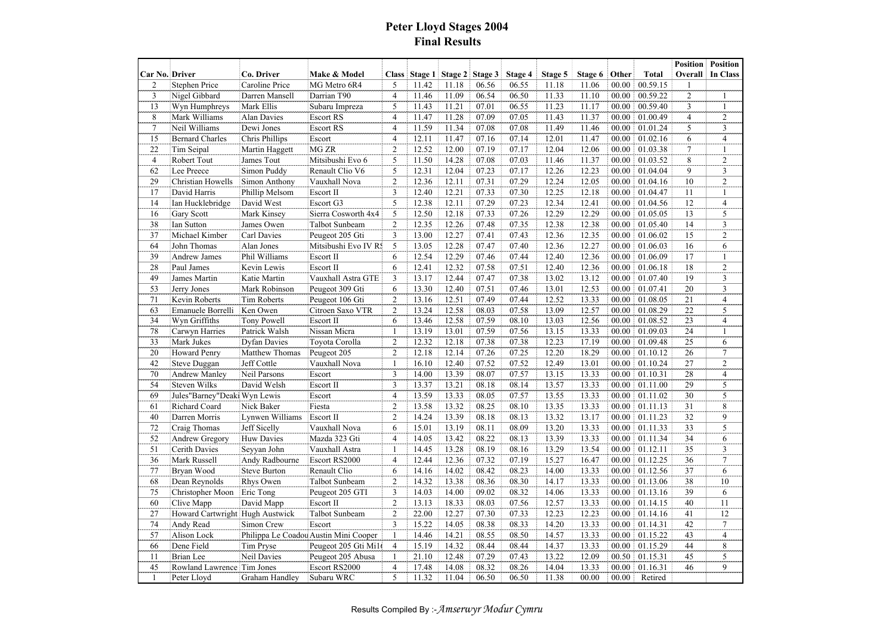# Peter Lloyd Stages 2004

## Final Results

| Car No. | Driver | Co. Driver | Make & Model | Class | Stage 1 | Stage 2 | Stage 3 | Stage 4 | Stage 5 | Stage 6 | Other | Total | Position Overall | Position In Class |
|---|---|---|---|---|---|---|---|---|---|---|---|---|---|---|
| 2 | Stephen Price | Caroline Price | MG Metro 6R4 | 5 | 11.42 | 11.18 | 06.56 | 06.55 | 11.18 | 11.06 | 00.00 | 00.59.15 | 1 | |
| 3 | Nigel Gibbard | Darren Mansell | Darrian T90 | 4 | 11.46 | 11.09 | 06.54 | 06.50 | 11.33 | 11.10 | 00.00 | 00.59.22 | 2 | 1 |
| 13 | Wyn Humphreys | Mark Ellis | Subaru Impreza | 5 | 11.43 | 11.21 | 07.01 | 06.55 | 11.23 | 11.17 | 00.00 | 00.59.40 | 3 | 1 |
| 8 | Mark Williams | Alan Davies | Escort RS | 4 | 11.47 | 11.28 | 07.09 | 07.05 | 11.43 | 11.37 | 00.00 | 01.00.49 | 4 | 2 |
| 7 | Neil Williams | Dewi Jones | Escort RS | 4 | 11.59 | 11.34 | 07.08 | 07.08 | 11.49 | 11.46 | 00.00 | 01.01.24 | 5 | 3 |
| 15 | Bernard Charles | Chris Phillips | Escort | 4 | 12.11 | 11.47 | 07.16 | 07.14 | 12.01 | 11.47 | 00.00 | 01.02.16 | 6 | 4 |
| 22 | Tim Seipal | Martin Haggett | MG ZR | 2 | 12.52 | 12.00 | 07.19 | 07.17 | 12.04 | 12.06 | 00.00 | 01.03.38 | 7 | 1 |
| 4 | Robert Tout | James Tout | Mitsibushi Evo 6 | 5 | 11.50 | 14.28 | 07.08 | 07.03 | 11.46 | 11.37 | 00.00 | 01.03.52 | 8 | 2 |
| 62 | Lee Preece | Simon Puddy | Renault Clio V6 | 5 | 12.31 | 12.04 | 07.23 | 07.17 | 12.26 | 12.23 | 00.00 | 01.04.04 | 9 | 3 |
| 29 | Christian Howells | Simon Anthony | Vauxhall Nova | 2 | 12.36 | 12.11 | 07.31 | 07.29 | 12.24 | 12.05 | 00.00 | 01.04.16 | 10 | 2 |
| 17 | David Harris | Phillip Melsom | Escort II | 3 | 12.40 | 12.21 | 07.33 | 07.30 | 12.25 | 12.18 | 00.00 | 01.04.47 | 11 | 1 |
| 14 | Ian Hucklebridge | David West | Escort G3 | 5 | 12.38 | 12.11 | 07.29 | 07.23 | 12.34 | 12.41 | 00.00 | 01.04.56 | 12 | 4 |
| 16 | Gary Scott | Mark Kinsey | Sierra Cosworth 4x4 | 5 | 12.50 | 12.18 | 07.33 | 07.26 | 12.29 | 12.29 | 00.00 | 01.05.05 | 13 | 5 |
| 38 | Ian Sutton | James Owen | Talbot Sunbeam | 2 | 12.35 | 12.26 | 07.48 | 07.35 | 12.38 | 12.38 | 00.00 | 01.05.40 | 14 | 3 |
| 37 | Michael Kimber | Carl Davies | Peugeot 205 Gti | 3 | 13.00 | 12.27 | 07.41 | 07.43 | 12.36 | 12.35 | 00.00 | 01.06.02 | 15 | 2 |
| 64 | John Thomas | Alan Jones | Mitsibushi Evo IV RS | 5 | 13.05 | 12.28 | 07.47 | 07.40 | 12.36 | 12.27 | 00.00 | 01.06.03 | 16 | 6 |
| 39 | Andrew James | Phil Williams | Escort II | 6 | 12.54 | 12.29 | 07.46 | 07.44 | 12.40 | 12.36 | 00.00 | 01.06.09 | 17 | 1 |
| 28 | Paul James | Kevin Lewis | Escort II | 6 | 12.41 | 12.32 | 07.58 | 07.51 | 12.40 | 12.36 | 00.00 | 01.06.18 | 18 | 2 |
| 49 | James Martin | Katie Martin | Vauxhall Astra GTE | 3 | 13.17 | 12.44 | 07.47 | 07.38 | 13.02 | 13.12 | 00.00 | 01.07.40 | 19 | 3 |
| 53 | Jerry Jones | Mark Robinson | Peugeot 309 Gti | 6 | 13.30 | 12.40 | 07.51 | 07.46 | 13.01 | 12.53 | 00.00 | 01.07.41 | 20 | 3 |
| 71 | Kevin Roberts | Tim Roberts | Peugeot 106 Gti | 2 | 13.16 | 12.51 | 07.49 | 07.44 | 12.52 | 13.33 | 00.00 | 01.08.05 | 21 | 4 |
| 63 | Emanuele Borrelli | Ken Owen | Citroen Saxo VTR | 2 | 13.24 | 12.58 | 08.03 | 07.58 | 13.09 | 12.57 | 00.00 | 01.08.29 | 22 | 5 |
| 34 | Wyn Griffiths | Tony Powell | Escort II | 6 | 13.46 | 12.58 | 07.59 | 08.10 | 13.03 | 12.56 | 00.00 | 01.08.52 | 23 | 4 |
| 78 | Carwyn Harries | Patrick Walsh | Nissan Micra | 1 | 13.19 | 13.01 | 07.59 | 07.56 | 13.15 | 13.33 | 00.00 | 01.09.03 | 24 | 1 |
| 33 | Mark Jukes | Dyfan Davies | Toyota Corolla | 2 | 12.32 | 12.18 | 07.38 | 07.38 | 12.23 | 17.19 | 00.00 | 01.09.48 | 25 | 6 |
| 20 | Howard Penry | Matthew Thomas | Peugeot 205 | 2 | 12.18 | 12.14 | 07.26 | 07.25 | 12.20 | 18.29 | 00.00 | 01.10.12 | 26 | 7 |
| 42 | Steve Duggan | Jeff Cottle | Vauxhall Nova | 1 | 16.10 | 12.40 | 07.52 | 07.52 | 12.49 | 13.01 | 00.00 | 01.10.24 | 27 | 2 |
| 70 | Andrew Manley | Neil Parsons | Escort | 3 | 14.00 | 13.39 | 08.07 | 07.57 | 13.15 | 13.33 | 00.00 | 01.10.31 | 28 | 4 |
| 54 | Steven Wilks | David Welsh | Escort II | 3 | 13.37 | 13.21 | 08.18 | 08.14 | 13.57 | 13.33 | 00.00 | 01.11.00 | 29 | 5 |
| 69 | Jules"Barney"Deaki | Wyn Lewis | Escort | 4 | 13.59 | 13.33 | 08.05 | 07.57 | 13.55 | 13.33 | 00.00 | 01.11.02 | 30 | 5 |
| 61 | Richard Coard | Nick Baker | Fiesta | 2 | 13.58 | 13.32 | 08.25 | 08.10 | 13.35 | 13.33 | 00.00 | 01.11.13 | 31 | 8 |
| 40 | Darren Morris | Lynwen Williams | Escort II | 2 | 14.24 | 13.39 | 08.18 | 08.13 | 13.32 | 13.17 | 00.00 | 01.11.23 | 32 | 9 |
| 72 | Craig Thomas | Jeff Sicelly | Vauxhall Nova | 6 | 15.01 | 13.19 | 08.11 | 08.09 | 13.20 | 13.33 | 00.00 | 01.11.33 | 33 | 5 |
| 52 | Andrew Gregory | Huw Davies | Mazda 323 Gti | 4 | 14.05 | 13.42 | 08.22 | 08.13 | 13.39 | 13.33 | 00.00 | 01.11.34 | 34 | 6 |
| 51 | Cerith Davies | Seyyan John | Vauxhall Astra | 1 | 14.45 | 13.28 | 08.19 | 08.16 | 13.29 | 13.54 | 00.00 | 01.12.11 | 35 | 3 |
| 36 | Mark Russell | Andy Radbourne | Escort RS2000 | 4 | 12.44 | 12.36 | 07.32 | 07.19 | 15.27 | 16.47 | 00.00 | 01.12.25 | 36 | 7 |
| 77 | Bryan Wood | Steve Burton | Renault Clio | 6 | 14.16 | 14.02 | 08.42 | 08.23 | 14.00 | 13.33 | 00.00 | 01.12.56 | 37 | 6 |
| 68 | Dean Reynolds | Rhys Owen | Talbot Sunbeam | 2 | 14.32 | 13.38 | 08.36 | 08.30 | 14.17 | 13.33 | 00.00 | 01.13.06 | 38 | 10 |
| 75 | Christopher Moon | Eric Tong | Peugeot 205 GTI | 3 | 14.03 | 14.00 | 09.02 | 08.32 | 14.06 | 13.33 | 00.00 | 01.13.16 | 39 | 6 |
| 60 | Clive Mapp | David Mapp | Escort II | 2 | 13.13 | 18.33 | 08.03 | 07.56 | 12.57 | 13.33 | 00.00 | 01.14.15 | 40 | 11 |
| 27 | Howard Cartwright | Hugh Austwick | Talbot Sunbeam | 2 | 22.00 | 12.27 | 07.30 | 07.33 | 12.23 | 12.23 | 00.00 | 01.14.16 | 41 | 12 |
| 74 | Andy Read | Simon Crew | Escort | 3 | 15.22 | 14.05 | 08.38 | 08.33 | 14.20 | 13.33 | 00.00 | 01.14.31 | 42 | 7 |
| 57 | Alison Lock | Philippa Le Coadou | Austin Mini Cooper | 1 | 14.46 | 14.21 | 08.55 | 08.50 | 14.57 | 13.33 | 00.00 | 01.15.22 | 43 | 4 |
| 66 | Dene Field | Tim Pryse | Peugeot 205 Gti Mi16 | 4 | 15.19 | 14.32 | 08.44 | 08.44 | 14.37 | 13.33 | 00.00 | 01.15.29 | 44 | 8 |
| 11 | Brian Lee | Neil Davies | Peugeot 205 Abusa | 1 | 21.10 | 12.48 | 07.29 | 07.43 | 13.22 | 12.09 | 00.50 | 01.15.31 | 45 | 5 |
| 45 | Rowland Lawrence | Tim Jones | Escort RS2000 | 4 | 17.48 | 14.08 | 08.32 | 08.26 | 14.04 | 13.33 | 00.00 | 01.16.31 | 46 | 9 |
| 1 | Peter Lloyd | Graham Handley | Subaru WRC | 5 | 11.32 | 11.04 | 06.50 | 06.50 | 11.38 | 00.00 | 00.00 | Retired | | |

Results Compiled By :-*Amserwyr Modur Cymru*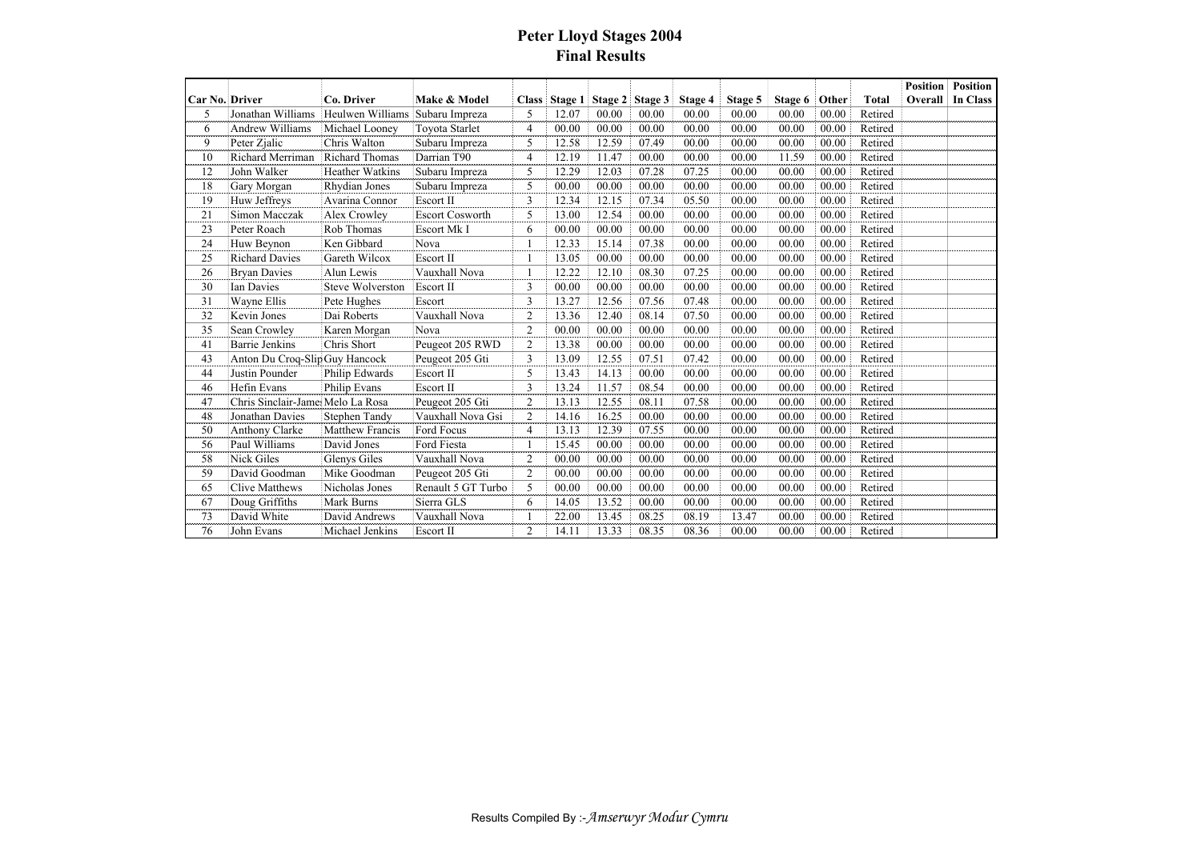# Peter Lloyd Stages 2004
## Final Results

| Car No. | Driver | Co. Driver | Make & Model | Class | Stage 1 | Stage 2 | Stage 3 | Stage 4 | Stage 5 | Stage 6 | Other | Total | Position Overall | Position In Class |
|---|---|---|---|---|---|---|---|---|---|---|---|---|---|---|
| 5 | Jonathan Williams | Heulwen Williams | Subaru Impreza | 5 | 12.07 | 00.00 | 00.00 | 00.00 | 00.00 | 00.00 | 00.00 | Retired | | |
| 6 | Andrew Williams | Michael Looney | Toyota Starlet | 4 | 00.00 | 00.00 | 00.00 | 00.00 | 00.00 | 00.00 | 00.00 | Retired | | |
| 9 | Peter Zjalic | Chris Walton | Subaru Impreza | 5 | 12.58 | 12.59 | 07.49 | 00.00 | 00.00 | 00.00 | 00.00 | Retired | | |
| 10 | Richard Merriman | Richard Thomas | Darrian T90 | 4 | 12.19 | 11.47 | 00.00 | 00.00 | 00.00 | 11.59 | 00.00 | Retired | | |
| 12 | John Walker | Heather Watkins | Subaru Impreza | 5 | 12.29 | 12.03 | 07.28 | 07.25 | 00.00 | 00.00 | 00.00 | Retired | | |
| 18 | Gary Morgan | Rhydian Jones | Subaru Impreza | 5 | 00.00 | 00.00 | 00.00 | 00.00 | 00.00 | 00.00 | 00.00 | Retired | | |
| 19 | Huw Jeffreys | Avarina Connor | Escort II | 3 | 12.34 | 12.15 | 07.34 | 05.50 | 00.00 | 00.00 | 00.00 | Retired | | |
| 21 | Simon Macczak | Alex Crowley | Escort Cosworth | 5 | 13.00 | 12.54 | 00.00 | 00.00 | 00.00 | 00.00 | 00.00 | Retired | | |
| 23 | Peter Roach | Rob Thomas | Escort Mk I | 6 | 00.00 | 00.00 | 00.00 | 00.00 | 00.00 | 00.00 | 00.00 | Retired | | |
| 24 | Huw Beynon | Ken Gibbard | Nova | 1 | 12.33 | 15.14 | 07.38 | 00.00 | 00.00 | 00.00 | 00.00 | Retired | | |
| 25 | Richard Davies | Gareth Wilcox | Escort II | 1 | 13.05 | 00.00 | 00.00 | 00.00 | 00.00 | 00.00 | 00.00 | Retired | | |
| 26 | Bryan Davies | Alun Lewis | Vauxhall Nova | 1 | 12.22 | 12.10 | 08.30 | 07.25 | 00.00 | 00.00 | 00.00 | Retired | | |
| 30 | Ian Davies | Steve Wolverston | Escort II | 3 | 00.00 | 00.00 | 00.00 | 00.00 | 00.00 | 00.00 | 00.00 | Retired | | |
| 31 | Wayne Ellis | Pete Hughes | Escort | 3 | 13.27 | 12.56 | 07.56 | 07.48 | 00.00 | 00.00 | 00.00 | Retired | | |
| 32 | Kevin Jones | Dai Roberts | Vauxhall Nova | 2 | 13.36 | 12.40 | 08.14 | 07.50 | 00.00 | 00.00 | 00.00 | Retired | | |
| 35 | Sean Crowley | Karen Morgan | Nova | 2 | 00.00 | 00.00 | 00.00 | 00.00 | 00.00 | 00.00 | 00.00 | Retired | | |
| 41 | Barrie Jenkins | Chris Short | Peugeot 205 RWD | 2 | 13.38 | 00.00 | 00.00 | 00.00 | 00.00 | 00.00 | 00.00 | Retired | | |
| 43 | Anton Du Croq-Slip | Guy Hancock | Peugeot 205 Gti | 3 | 13.09 | 12.55 | 07.51 | 07.42 | 00.00 | 00.00 | 00.00 | Retired | | |
| 44 | Justin Pounder | Philip Edwards | Escort II | 5 | 13.43 | 14.13 | 00.00 | 00.00 | 00.00 | 00.00 | 00.00 | Retired | | |
| 46 | Hefin Evans | Philip Evans | Escort II | 3 | 13.24 | 11.57 | 08.54 | 00.00 | 00.00 | 00.00 | 00.00 | Retired | | |
| 47 | Chris Sinclair-James | Melo La Rosa | Peugeot 205 Gti | 2 | 13.13 | 12.55 | 08.11 | 07.58 | 00.00 | 00.00 | 00.00 | Retired | | |
| 48 | Jonathan Davies | Stephen Tandy | Vauxhall Nova Gsi | 2 | 14.16 | 16.25 | 00.00 | 00.00 | 00.00 | 00.00 | 00.00 | Retired | | |
| 50 | Anthony Clarke | Matthew Francis | Ford Focus | 4 | 13.13 | 12.39 | 07.55 | 00.00 | 00.00 | 00.00 | 00.00 | Retired | | |
| 56 | Paul Williams | David Jones | Ford Fiesta | 1 | 15.45 | 00.00 | 00.00 | 00.00 | 00.00 | 00.00 | 00.00 | Retired | | |
| 58 | Nick Giles | Glenys Giles | Vauxhall Nova | 2 | 00.00 | 00.00 | 00.00 | 00.00 | 00.00 | 00.00 | 00.00 | Retired | | |
| 59 | David Goodman | Mike Goodman | Peugeot 205 Gti | 2 | 00.00 | 00.00 | 00.00 | 00.00 | 00.00 | 00.00 | 00.00 | Retired | | |
| 65 | Clive Matthews | Nicholas Jones | Renault 5 GT Turbo | 5 | 00.00 | 00.00 | 00.00 | 00.00 | 00.00 | 00.00 | 00.00 | Retired | | |
| 67 | Doug Griffiths | Mark Burns | Sierra GLS | 6 | 14.05 | 13.52 | 00.00 | 00.00 | 00.00 | 00.00 | 00.00 | Retired | | |
| 73 | David White | David Andrews | Vauxhall Nova | 1 | 22.00 | 13.45 | 08.25 | 08.19 | 13.47 | 00.00 | 00.00 | Retired | | |
| 76 | John Evans | Michael Jenkins | Escort II | 2 | 14.11 | 13.33 | 08.35 | 08.36 | 00.00 | 00.00 | 00.00 | Retired | | |

Results Compiled By :-*Amserwyr Modur Cymru*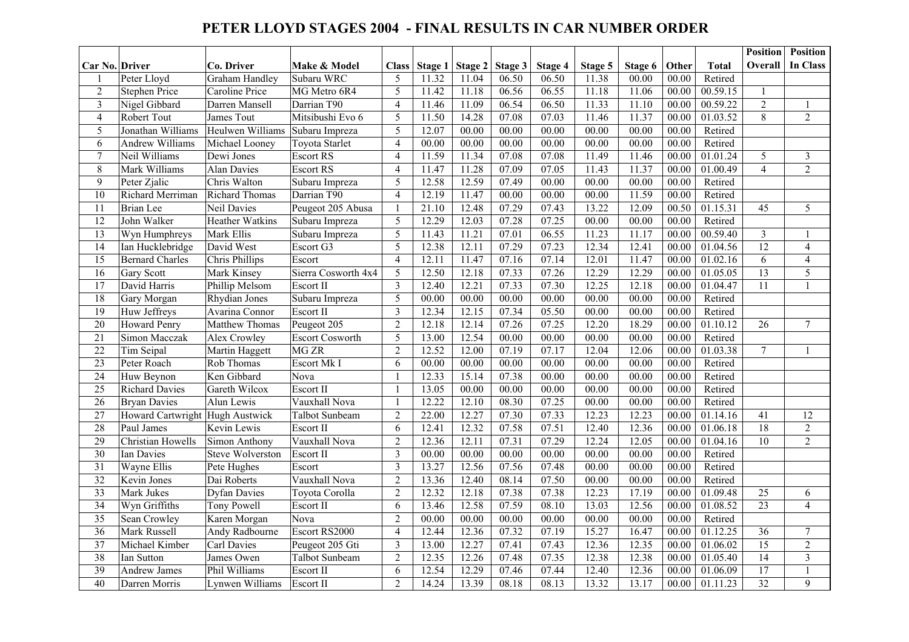# PETER LLOYD STAGES 2004 - FINAL RESULTS IN CAR NUMBER ORDER

| Car No. | Driver | Co. Driver | Make & Model | Class | Stage 1 | Stage 2 | Stage 3 | Stage 4 | Stage 5 | Stage 6 | Other | Total | Position Overall | Position In Class |
|---|---|---|---|---|---|---|---|---|---|---|---|---|---|---|
| 1 | Peter Lloyd | Graham Handley | Subaru WRC | 5 | 11.32 | 11.04 | 06.50 | 06.50 | 11.38 | 00.00 | 00.00 | Retired | | |
| 2 | Stephen Price | Caroline Price | MG Metro 6R4 | 5 | 11.42 | 11.18 | 06.56 | 06.55 | 11.18 | 11.06 | 00.00 | 00.59.15 | 1 | |
| 3 | Nigel Gibbard | Darren Mansell | Darrian T90 | 4 | 11.46 | 11.09 | 06.54 | 06.50 | 11.33 | 11.10 | 00.00 | 00.59.22 | 2 | 1 |
| 4 | Robert Tout | James Tout | Mitsibushi Evo 6 | 5 | 11.50 | 14.28 | 07.08 | 07.03 | 11.46 | 11.37 | 00.00 | 01.03.52 | 8 | 2 |
| 5 | Jonathan Williams | Heulwen Williams | Subaru Impreza | 5 | 12.07 | 00.00 | 00.00 | 00.00 | 00.00 | 00.00 | 00.00 | Retired | | |
| 6 | Andrew Williams | Michael Looney | Toyota Starlet | 4 | 00.00 | 00.00 | 00.00 | 00.00 | 00.00 | 00.00 | 00.00 | Retired | | |
| 7 | Neil Williams | Dewi Jones | Escort RS | 4 | 11.59 | 11.34 | 07.08 | 07.08 | 11.49 | 11.46 | 00.00 | 01.01.24 | 5 | 3 |
| 8 | Mark Williams | Alan Davies | Escort RS | 4 | 11.47 | 11.28 | 07.09 | 07.05 | 11.43 | 11.37 | 00.00 | 01.00.49 | 4 | 2 |
| 9 | Peter Zjalic | Chris Walton | Subaru Impreza | 5 | 12.58 | 12.59 | 07.49 | 00.00 | 00.00 | 00.00 | 00.00 | Retired | | |
| 10 | Richard Merriman | Richard Thomas | Darrian T90 | 4 | 12.19 | 11.47 | 00.00 | 00.00 | 00.00 | 11.59 | 00.00 | Retired | | |
| 11 | Brian Lee | Neil Davies | Peugeot 205 Abusa | 1 | 21.10 | 12.48 | 07.29 | 07.43 | 13.22 | 12.09 | 00.50 | 01.15.31 | 45 | 5 |
| 12 | John Walker | Heather Watkins | Subaru Impreza | 5 | 12.29 | 12.03 | 07.28 | 07.25 | 00.00 | 00.00 | 00.00 | Retired | | |
| 13 | Wyn Humphreys | Mark Ellis | Subaru Impreza | 5 | 11.43 | 11.21 | 07.01 | 06.55 | 11.23 | 11.17 | 00.00 | 00.59.40 | 3 | 1 |
| 14 | Ian Hucklebridge | David West | Escort G3 | 5 | 12.38 | 12.11 | 07.29 | 07.23 | 12.34 | 12.41 | 00.00 | 01.04.56 | 12 | 4 |
| 15 | Bernard Charles | Chris Phillips | Escort | 4 | 12.11 | 11.47 | 07.16 | 07.14 | 12.01 | 11.47 | 00.00 | 01.02.16 | 6 | 4 |
| 16 | Gary Scott | Mark Kinsey | Sierra Cosworth 4x4 | 5 | 12.50 | 12.18 | 07.33 | 07.26 | 12.29 | 12.29 | 00.00 | 01.05.05 | 13 | 5 |
| 17 | David Harris | Phillip Melsom | Escort II | 3 | 12.40 | 12.21 | 07.33 | 07.30 | 12.25 | 12.18 | 00.00 | 01.04.47 | 11 | 1 |
| 18 | Gary Morgan | Rhydian Jones | Subaru Impreza | 5 | 00.00 | 00.00 | 00.00 | 00.00 | 00.00 | 00.00 | 00.00 | Retired | | |
| 19 | Huw Jeffreys | Avarina Connor | Escort II | 3 | 12.34 | 12.15 | 07.34 | 05.50 | 00.00 | 00.00 | 00.00 | Retired | | |
| 20 | Howard Penry | Matthew Thomas | Peugeot 205 | 2 | 12.18 | 12.14 | 07.26 | 07.25 | 12.20 | 18.29 | 00.00 | 01.10.12 | 26 | 7 |
| 21 | Simon Macczak | Alex Crowley | Escort Cosworth | 5 | 13.00 | 12.54 | 00.00 | 00.00 | 00.00 | 00.00 | 00.00 | Retired | | |
| 22 | Tim Seipal | Martin Haggett | MG ZR | 2 | 12.52 | 12.00 | 07.19 | 07.17 | 12.04 | 12.06 | 00.00 | 01.03.38 | 7 | 1 |
| 23 | Peter Roach | Rob Thomas | Escort Mk I | 6 | 00.00 | 00.00 | 00.00 | 00.00 | 00.00 | 00.00 | 00.00 | Retired | | |
| 24 | Huw Beynon | Ken Gibbard | Nova | 1 | 12.33 | 15.14 | 07.38 | 00.00 | 00.00 | 00.00 | 00.00 | Retired | | |
| 25 | Richard Davies | Gareth Wilcox | Escort II | 1 | 13.05 | 00.00 | 00.00 | 00.00 | 00.00 | 00.00 | 00.00 | Retired | | |
| 26 | Bryan Davies | Alun Lewis | Vauxhall Nova | 1 | 12.22 | 12.10 | 08.30 | 07.25 | 00.00 | 00.00 | 00.00 | Retired | | |
| 27 | Howard Cartwright | Hugh Austwick | Talbot Sunbeam | 2 | 22.00 | 12.27 | 07.30 | 07.33 | 12.23 | 12.23 | 00.00 | 01.14.16 | 41 | 12 |
| 28 | Paul James | Kevin Lewis | Escort II | 6 | 12.41 | 12.32 | 07.58 | 07.51 | 12.40 | 12.36 | 00.00 | 01.06.18 | 18 | 2 |
| 29 | Christian Howells | Simon Anthony | Vauxhall Nova | 2 | 12.36 | 12.11 | 07.31 | 07.29 | 12.24 | 12.05 | 00.00 | 01.04.16 | 10 | 2 |
| 30 | Ian Davies | Steve Wolverston | Escort II | 3 | 00.00 | 00.00 | 00.00 | 00.00 | 00.00 | 00.00 | 00.00 | Retired | | |
| 31 | Wayne Ellis | Pete Hughes | Escort | 3 | 13.27 | 12.56 | 07.56 | 07.48 | 00.00 | 00.00 | 00.00 | Retired | | |
| 32 | Kevin Jones | Dai Roberts | Vauxhall Nova | 2 | 13.36 | 12.40 | 08.14 | 07.50 | 00.00 | 00.00 | 00.00 | Retired | | |
| 33 | Mark Jukes | Dyfan Davies | Toyota Corolla | 2 | 12.32 | 12.18 | 07.38 | 07.38 | 12.23 | 17.19 | 00.00 | 01.09.48 | 25 | 6 |
| 34 | Wyn Griffiths | Tony Powell | Escort II | 6 | 13.46 | 12.58 | 07.59 | 08.10 | 13.03 | 12.56 | 00.00 | 01.08.52 | 23 | 4 |
| 35 | Sean Crowley | Karen Morgan | Nova | 2 | 00.00 | 00.00 | 00.00 | 00.00 | 00.00 | 00.00 | 00.00 | Retired | | |
| 36 | Mark Russell | Andy Radbourne | Escort RS2000 | 4 | 12.44 | 12.36 | 07.32 | 07.19 | 15.27 | 16.47 | 00.00 | 01.12.25 | 36 | 7 |
| 37 | Michael Kimber | Carl Davies | Peugeot 205 Gti | 3 | 13.00 | 12.27 | 07.41 | 07.43 | 12.36 | 12.35 | 00.00 | 01.06.02 | 15 | 2 |
| 38 | Ian Sutton | James Owen | Talbot Sunbeam | 2 | 12.35 | 12.26 | 07.48 | 07.35 | 12.38 | 12.38 | 00.00 | 01.05.40 | 14 | 3 |
| 39 | Andrew James | Phil Williams | Escort II | 6 | 12.54 | 12.29 | 07.46 | 07.44 | 12.40 | 12.36 | 00.00 | 01.06.09 | 17 | 1 |
| 40 | Darren Morris | Lynwen Williams | Escort II | 2 | 14.24 | 13.39 | 08.18 | 08.13 | 13.32 | 13.17 | 00.00 | 01.11.23 | 32 | 9 |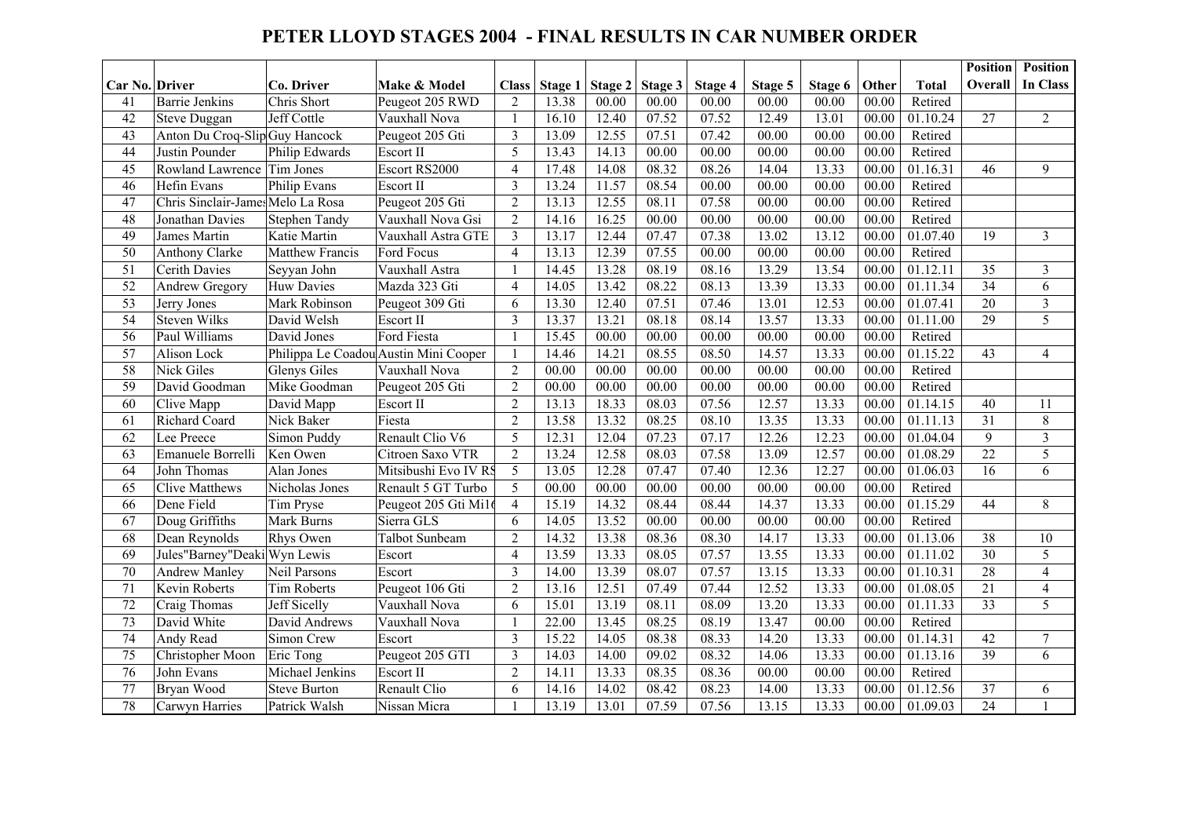# PETER LLOYD STAGES 2004 - FINAL RESULTS IN CAR NUMBER ORDER

| Car No. | Driver | Co. Driver | Make & Model | Class | Stage 1 | Stage 2 | Stage 3 | Stage 4 | Stage 5 | Stage 6 | Other | Total | Position Overall | Position In Class |
|---|---|---|---|---|---|---|---|---|---|---|---|---|---|---|
| 41 | Barrie Jenkins | Chris Short | Peugeot 205 RWD | 2 | 13.38 | 00.00 | 00.00 | 00.00 | 00.00 | 00.00 | 00.00 | Retired | | |
| 42 | Steve Duggan | Jeff Cottle | Vauxhall Nova | 1 | 16.10 | 12.40 | 07.52 | 07.52 | 12.49 | 13.01 | 00.00 | 01.10.24 | 27 | 2 |
| 43 | Anton Du Croq-Slip | Guy Hancock | Peugeot 205 Gti | 3 | 13.09 | 12.55 | 07.51 | 07.42 | 00.00 | 00.00 | 00.00 | Retired | | |
| 44 | Justin Pounder | Philip Edwards | Escort II | 5 | 13.43 | 14.13 | 00.00 | 00.00 | 00.00 | 00.00 | 00.00 | Retired | | |
| 45 | Rowland Lawrence | Tim Jones | Escort RS2000 | 4 | 17.48 | 14.08 | 08.32 | 08.26 | 14.04 | 13.33 | 00.00 | 01.16.31 | 46 | 9 |
| 46 | Hefin Evans | Philip Evans | Escort II | 3 | 13.24 | 11.57 | 08.54 | 00.00 | 00.00 | 00.00 | 00.00 | Retired | | |
| 47 | Chris Sinclair-James | Melo La Rosa | Peugeot 205 Gti | 2 | 13.13 | 12.55 | 08.11 | 07.58 | 00.00 | 00.00 | 00.00 | Retired | | |
| 48 | Jonathan Davies | Stephen Tandy | Vauxhall Nova Gsi | 2 | 14.16 | 16.25 | 00.00 | 00.00 | 00.00 | 00.00 | 00.00 | Retired | | |
| 49 | James Martin | Katie Martin | Vauxhall Astra GTE | 3 | 13.17 | 12.44 | 07.47 | 07.38 | 13.02 | 13.12 | 00.00 | 01.07.40 | 19 | 3 |
| 50 | Anthony Clarke | Matthew Francis | Ford Focus | 4 | 13.13 | 12.39 | 07.55 | 00.00 | 00.00 | 00.00 | 00.00 | Retired | | |
| 51 | Cerith Davies | Seyyan John | Vauxhall Astra | 1 | 14.45 | 13.28 | 08.19 | 08.16 | 13.29 | 13.54 | 00.00 | 01.12.11 | 35 | 3 |
| 52 | Andrew Gregory | Huw Davies | Mazda 323 Gti | 4 | 14.05 | 13.42 | 08.22 | 08.13 | 13.39 | 13.33 | 00.00 | 01.11.34 | 34 | 6 |
| 53 | Jerry Jones | Mark Robinson | Peugeot 309 Gti | 6 | 13.30 | 12.40 | 07.51 | 07.46 | 13.01 | 12.53 | 00.00 | 01.07.41 | 20 | 3 |
| 54 | Steven Wilks | David Welsh | Escort II | 3 | 13.37 | 13.21 | 08.18 | 08.14 | 13.57 | 13.33 | 00.00 | 01.11.00 | 29 | 5 |
| 56 | Paul Williams | David Jones | Ford Fiesta | 1 | 15.45 | 00.00 | 00.00 | 00.00 | 00.00 | 00.00 | 00.00 | Retired | | |
| 57 | Alison Lock | Philippa Le Coadou | Austin Mini Cooper | 1 | 14.46 | 14.21 | 08.55 | 08.50 | 14.57 | 13.33 | 00.00 | 01.15.22 | 43 | 4 |
| 58 | Nick Giles | Glenys Giles | Vauxhall Nova | 2 | 00.00 | 00.00 | 00.00 | 00.00 | 00.00 | 00.00 | 00.00 | Retired | | |
| 59 | David Goodman | Mike Goodman | Peugeot 205 Gti | 2 | 00.00 | 00.00 | 00.00 | 00.00 | 00.00 | 00.00 | 00.00 | Retired | | |
| 60 | Clive Mapp | David Mapp | Escort II | 2 | 13.13 | 18.33 | 08.03 | 07.56 | 12.57 | 13.33 | 00.00 | 01.14.15 | 40 | 11 |
| 61 | Richard Coard | Nick Baker | Fiesta | 2 | 13.58 | 13.32 | 08.25 | 08.10 | 13.35 | 13.33 | 00.00 | 01.11.13 | 31 | 8 |
| 62 | Lee Preece | Simon Puddy | Renault Clio V6 | 5 | 12.31 | 12.04 | 07.23 | 07.17 | 12.26 | 12.23 | 00.00 | 01.04.04 | 9 | 3 |
| 63 | Emanuele Borrelli | Ken Owen | Citroen Saxo VTR | 2 | 13.24 | 12.58 | 08.03 | 07.58 | 13.09 | 12.57 | 00.00 | 01.08.29 | 22 | 5 |
| 64 | John Thomas | Alan Jones | Mitsibushi Evo IV RS | 5 | 13.05 | 12.28 | 07.47 | 07.40 | 12.36 | 12.27 | 00.00 | 01.06.03 | 16 | 6 |
| 65 | Clive Matthews | Nicholas Jones | Renault 5 GT Turbo | 5 | 00.00 | 00.00 | 00.00 | 00.00 | 00.00 | 00.00 | 00.00 | Retired | | |
| 66 | Dene Field | Tim Pryse | Peugeot 205 Gti Mi16 | 4 | 15.19 | 14.32 | 08.44 | 08.44 | 14.37 | 13.33 | 00.00 | 01.15.29 | 44 | 8 |
| 67 | Doug Griffiths | Mark Burns | Sierra GLS | 6 | 14.05 | 13.52 | 00.00 | 00.00 | 00.00 | 00.00 | 00.00 | Retired | | |
| 68 | Dean Reynolds | Rhys Owen | Talbot Sunbeam | 2 | 14.32 | 13.38 | 08.36 | 08.30 | 14.17 | 13.33 | 00.00 | 01.13.06 | 38 | 10 |
| 69 | Jules"Barney"Deaki | Wyn Lewis | Escort | 4 | 13.59 | 13.33 | 08.05 | 07.57 | 13.55 | 13.33 | 00.00 | 01.11.02 | 30 | 5 |
| 70 | Andrew Manley | Neil Parsons | Escort | 3 | 14.00 | 13.39 | 08.07 | 07.57 | 13.15 | 13.33 | 00.00 | 01.10.31 | 28 | 4 |
| 71 | Kevin Roberts | Tim Roberts | Peugeot 106 Gti | 2 | 13.16 | 12.51 | 07.49 | 07.44 | 12.52 | 13.33 | 00.00 | 01.08.05 | 21 | 4 |
| 72 | Craig Thomas | Jeff Sicelly | Vauxhall Nova | 6 | 15.01 | 13.19 | 08.11 | 08.09 | 13.20 | 13.33 | 00.00 | 01.11.33 | 33 | 5 |
| 73 | David White | David Andrews | Vauxhall Nova | 1 | 22.00 | 13.45 | 08.25 | 08.19 | 13.47 | 00.00 | 00.00 | Retired | | |
| 74 | Andy Read | Simon Crew | Escort | 3 | 15.22 | 14.05 | 08.38 | 08.33 | 14.20 | 13.33 | 00.00 | 01.14.31 | 42 | 7 |
| 75 | Christopher Moon | Eric Tong | Peugeot 205 GTI | 3 | 14.03 | 14.00 | 09.02 | 08.32 | 14.06 | 13.33 | 00.00 | 01.13.16 | 39 | 6 |
| 76 | John Evans | Michael Jenkins | Escort II | 2 | 14.11 | 13.33 | 08.35 | 08.36 | 00.00 | 00.00 | 00.00 | Retired | | |
| 77 | Bryan Wood | Steve Burton | Renault Clio | 6 | 14.16 | 14.02 | 08.42 | 08.23 | 14.00 | 13.33 | 00.00 | 01.12.56 | 37 | 6 |
| 78 | Carwyn Harries | Patrick Walsh | Nissan Micra | 1 | 13.19 | 13.01 | 07.59 | 07.56 | 13.15 | 13.33 | 00.00 | 01.09.03 | 24 | 1 |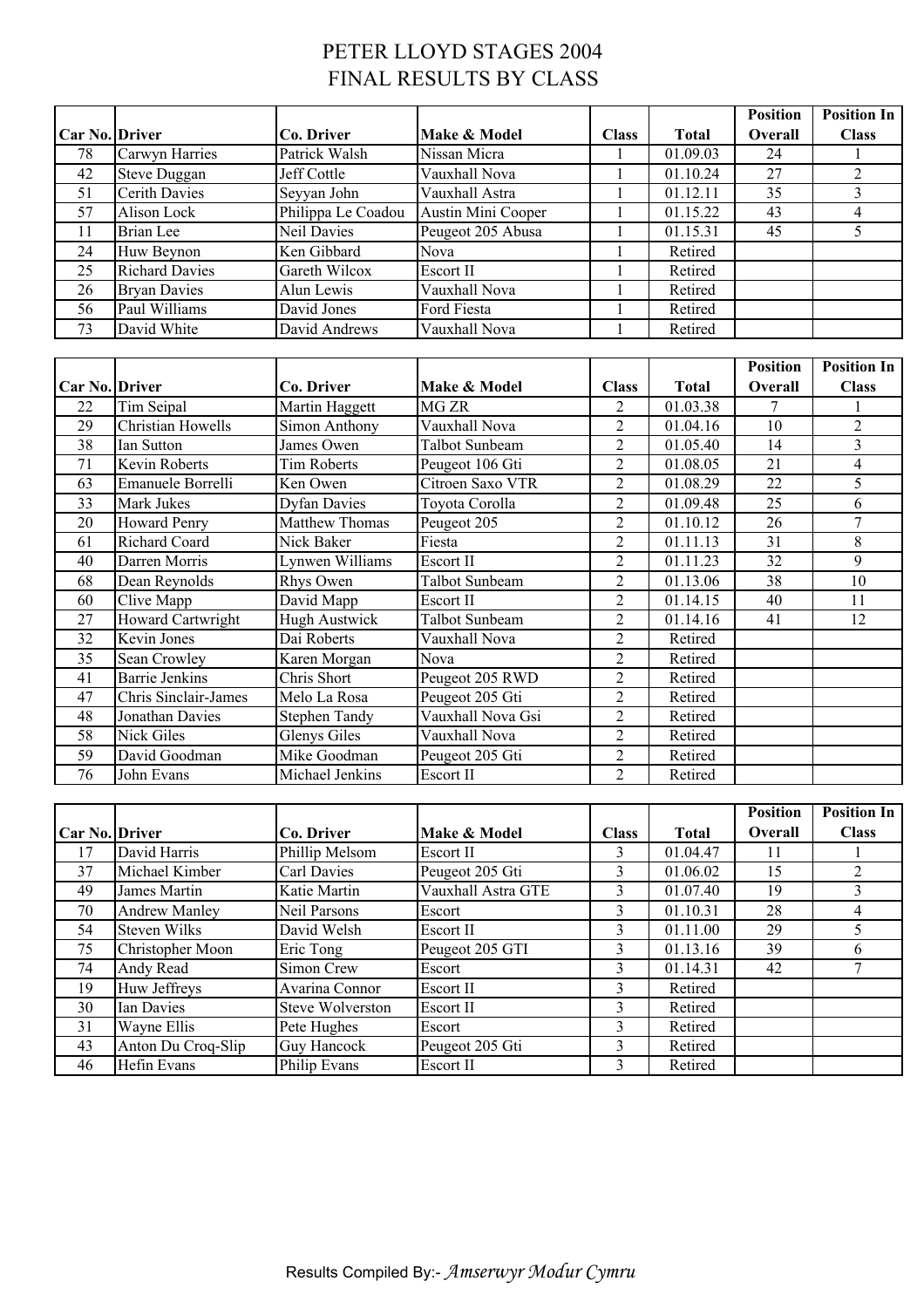# PETER LLOYD STAGES 2004
# FINAL RESULTS BY CLASS

| Car No. | Driver | Co. Driver | Make & Model | Class | Total | Position Overall | Position In Class |
|---|---|---|---|---|---|---|---|
| 78 | Carwyn Harries | Patrick Walsh | Nissan Micra | 1 | 01.09.03 | 24 | 1 |
| 42 | Steve Duggan | Jeff Cottle | Vauxhall Nova | 1 | 01.10.24 | 27 | 2 |
| 51 | Cerith Davies | Seyyan John | Vauxhall Astra | 1 | 01.12.11 | 35 | 3 |
| 57 | Alison Lock | Philippa Le Coadou | Austin Mini Cooper | 1 | 01.15.22 | 43 | 4 |
| 11 | Brian Lee | Neil Davies | Peugeot 205 Abusa | 1 | 01.15.31 | 45 | 5 |
| 24 | Huw Beynon | Ken Gibbard | Nova | 1 | Retired | | |
| 25 | Richard Davies | Gareth Wilcox | Escort II | 1 | Retired | | |
| 26 | Bryan Davies | Alun Lewis | Vauxhall Nova | 1 | Retired | | |
| 56 | Paul Williams | David Jones | Ford Fiesta | 1 | Retired | | |
| 73 | David White | David Andrews | Vauxhall Nova | 1 | Retired | | |

| Car No. | Driver | Co. Driver | Make & Model | Class | Total | Position Overall | Position In Class |
|---|---|---|---|---|---|---|---|
| 22 | Tim Seipal | Martin Haggett | MG ZR | 2 | 01.03.38 | 7 | 1 |
| 29 | Christian Howells | Simon Anthony | Vauxhall Nova | 2 | 01.04.16 | 10 | 2 |
| 38 | Ian Sutton | James Owen | Talbot Sunbeam | 2 | 01.05.40 | 14 | 3 |
| 71 | Kevin Roberts | Tim Roberts | Peugeot 106 Gti | 2 | 01.08.05 | 21 | 4 |
| 63 | Emanuele Borrelli | Ken Owen | Citroen Saxo VTR | 2 | 01.08.29 | 22 | 5 |
| 33 | Mark Jukes | Dyfan Davies | Toyota Corolla | 2 | 01.09.48 | 25 | 6 |
| 20 | Howard Penry | Matthew Thomas | Peugeot 205 | 2 | 01.10.12 | 26 | 7 |
| 61 | Richard Coard | Nick Baker | Fiesta | 2 | 01.11.13 | 31 | 8 |
| 40 | Darren Morris | Lynwen Williams | Escort II | 2 | 01.11.23 | 32 | 9 |
| 68 | Dean Reynolds | Rhys Owen | Talbot Sunbeam | 2 | 01.13.06 | 38 | 10 |
| 60 | Clive Mapp | David Mapp | Escort II | 2 | 01.14.15 | 40 | 11 |
| 27 | Howard Cartwright | Hugh Austwick | Talbot Sunbeam | 2 | 01.14.16 | 41 | 12 |
| 32 | Kevin Jones | Dai Roberts | Vauxhall Nova | 2 | Retired | | |
| 35 | Sean Crowley | Karen Morgan | Nova | 2 | Retired | | |
| 41 | Barrie Jenkins | Chris Short | Peugeot 205 RWD | 2 | Retired | | |
| 47 | Chris Sinclair-James | Melo La Rosa | Peugeot 205 Gti | 2 | Retired | | |
| 48 | Jonathan Davies | Stephen Tandy | Vauxhall Nova Gsi | 2 | Retired | | |
| 58 | Nick Giles | Glenys Giles | Vauxhall Nova | 2 | Retired | | |
| 59 | David Goodman | Mike Goodman | Peugeot 205 Gti | 2 | Retired | | |
| 76 | John Evans | Michael Jenkins | Escort II | 2 | Retired | | |

| Car No. | Driver | Co. Driver | Make & Model | Class | Total | Position Overall | Position In Class |
|---|---|---|---|---|---|---|---|
| 17 | David Harris | Phillip Melsom | Escort II | 3 | 01.04.47 | 11 | 1 |
| 37 | Michael Kimber | Carl Davies | Peugeot 205 Gti | 3 | 01.06.02 | 15 | 2 |
| 49 | James Martin | Katie Martin | Vauxhall Astra GTE | 3 | 01.07.40 | 19 | 3 |
| 70 | Andrew Manley | Neil Parsons | Escort | 3 | 01.10.31 | 28 | 4 |
| 54 | Steven Wilks | David Welsh | Escort II | 3 | 01.11.00 | 29 | 5 |
| 75 | Christopher Moon | Eric Tong | Peugeot 205 GTI | 3 | 01.13.16 | 39 | 6 |
| 74 | Andy Read | Simon Crew | Escort | 3 | 01.14.31 | 42 | 7 |
| 19 | Huw Jeffreys | Avarina Connor | Escort II | 3 | Retired | | |
| 30 | Ian Davies | Steve Wolverston | Escort II | 3 | Retired | | |
| 31 | Wayne Ellis | Pete Hughes | Escort | 3 | Retired | | |
| 43 | Anton Du Croq-Slip | Guy Hancock | Peugeot 205 Gti | 3 | Retired | | |
| 46 | Hefin Evans | Philip Evans | Escort II | 3 | Retired | | |

Results Compiled By:- *Amserwyr Modur Cymru*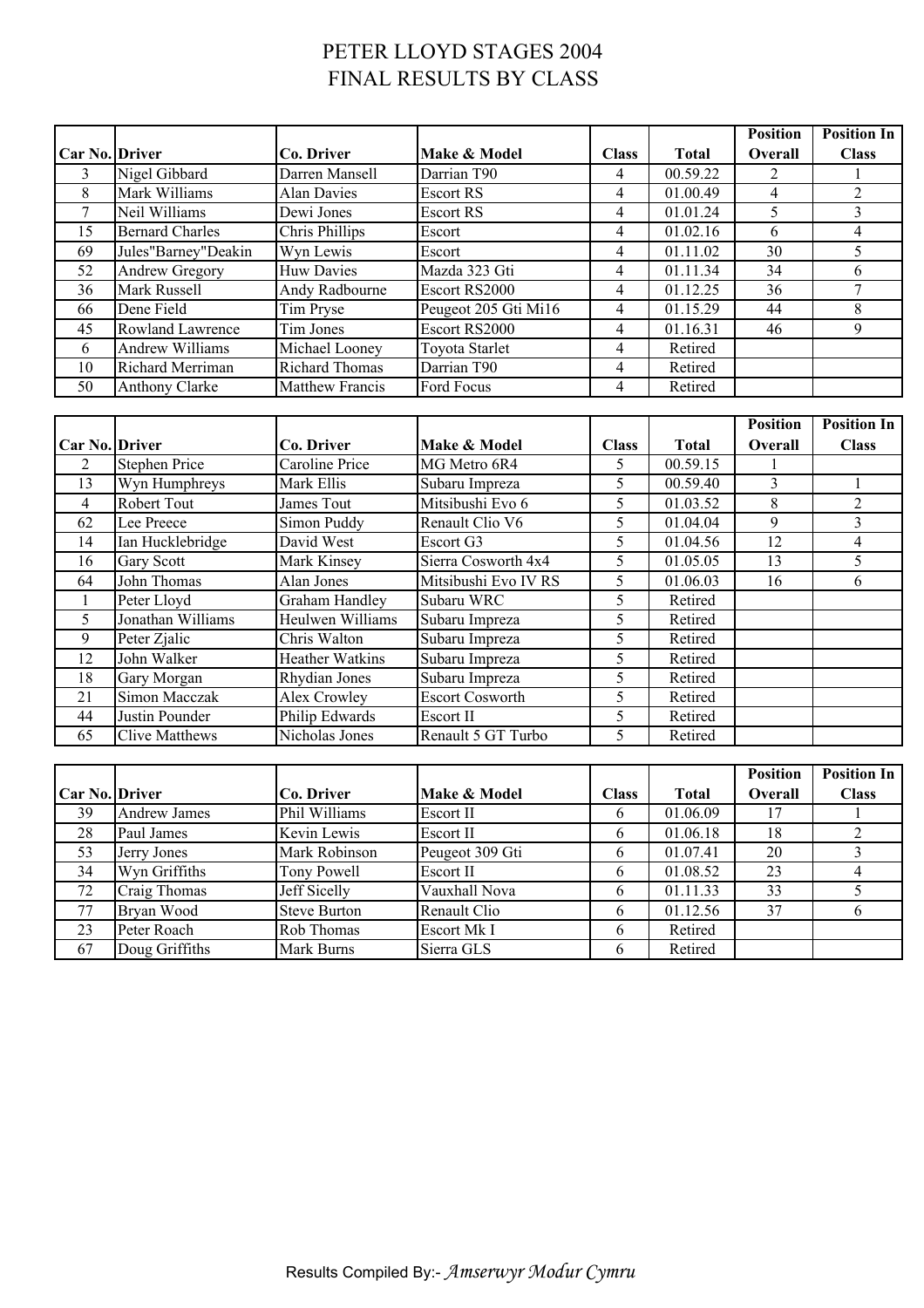# PETER LLOYD STAGES 2004
## FINAL RESULTS BY CLASS

| Car No. | Driver | Co. Driver | Make & Model | Class | Total | Position Overall | Position In Class |
|---|---|---|---|---|---|---|---|
| 3 | Nigel Gibbard | Darren Mansell | Darrian T90 | 4 | 00.59.22 | 2 | 1 |
| 8 | Mark Williams | Alan Davies | Escort RS | 4 | 01.00.49 | 4 | 2 |
| 7 | Neil Williams | Dewi Jones | Escort RS | 4 | 01.01.24 | 5 | 3 |
| 15 | Bernard Charles | Chris Phillips | Escort | 4 | 01.02.16 | 6 | 4 |
| 69 | Jules"Barney"Deakin | Wyn Lewis | Escort | 4 | 01.11.02 | 30 | 5 |
| 52 | Andrew Gregory | Huw Davies | Mazda 323 Gti | 4 | 01.11.34 | 34 | 6 |
| 36 | Mark Russell | Andy Radbourne | Escort RS2000 | 4 | 01.12.25 | 36 | 7 |
| 66 | Dene Field | Tim Pryse | Peugeot 205 Gti Mi16 | 4 | 01.15.29 | 44 | 8 |
| 45 | Rowland Lawrence | Tim Jones | Escort RS2000 | 4 | 01.16.31 | 46 | 9 |
| 6 | Andrew Williams | Michael Looney | Toyota Starlet | 4 | Retired | | |
| 10 | Richard Merriman | Richard Thomas | Darrian T90 | 4 | Retired | | |
| 50 | Anthony Clarke | Matthew Francis | Ford Focus | 4 | Retired | | |

| Car No. | Driver | Co. Driver | Make & Model | Class | Total | Position Overall | Position In Class |
|---|---|---|---|---|---|---|---|
| 2 | Stephen Price | Caroline Price | MG Metro 6R4 | 5 | 00.59.15 | 1 | |
| 13 | Wyn Humphreys | Mark Ellis | Subaru Impreza | 5 | 00.59.40 | 3 | 1 |
| 4 | Robert Tout | James Tout | Mitsibushi Evo 6 | 5 | 01.03.52 | 8 | 2 |
| 62 | Lee Preece | Simon Puddy | Renault Clio V6 | 5 | 01.04.04 | 9 | 3 |
| 14 | Ian Hucklebridge | David West | Escort G3 | 5 | 01.04.56 | 12 | 4 |
| 16 | Gary Scott | Mark Kinsey | Sierra Cosworth 4x4 | 5 | 01.05.05 | 13 | 5 |
| 64 | John Thomas | Alan Jones | Mitsibushi Evo IV RS | 5 | 01.06.03 | 16 | 6 |
| 1 | Peter Lloyd | Graham Handley | Subaru WRC | 5 | Retired | | |
| 5 | Jonathan Williams | Heulwen Williams | Subaru Impreza | 5 | Retired | | |
| 9 | Peter Zjalic | Chris Walton | Subaru Impreza | 5 | Retired | | |
| 12 | John Walker | Heather Watkins | Subaru Impreza | 5 | Retired | | |
| 18 | Gary Morgan | Rhydian Jones | Subaru Impreza | 5 | Retired | | |
| 21 | Simon Macczak | Alex Crowley | Escort Cosworth | 5 | Retired | | |
| 44 | Justin Pounder | Philip Edwards | Escort II | 5 | Retired | | |
| 65 | Clive Matthews | Nicholas Jones | Renault 5 GT Turbo | 5 | Retired | | |

| Car No. | Driver | Co. Driver | Make & Model | Class | Total | Position Overall | Position In Class |
|---|---|---|---|---|---|---|---|
| 39 | Andrew James | Phil Williams | Escort II | 6 | 01.06.09 | 17 | 1 |
| 28 | Paul James | Kevin Lewis | Escort II | 6 | 01.06.18 | 18 | 2 |
| 53 | Jerry Jones | Mark Robinson | Peugeot 309 Gti | 6 | 01.07.41 | 20 | 3 |
| 34 | Wyn Griffiths | Tony Powell | Escort II | 6 | 01.08.52 | 23 | 4 |
| 72 | Craig Thomas | Jeff Sicelly | Vauxhall Nova | 6 | 01.11.33 | 33 | 5 |
| 77 | Bryan Wood | Steve Burton | Renault Clio | 6 | 01.12.56 | 37 | 6 |
| 23 | Peter Roach | Rob Thomas | Escort Mk I | 6 | Retired | | |
| 67 | Doug Griffiths | Mark Burns | Sierra GLS | 6 | Retired | | |

Results Compiled By:- *Amserwyr Modur Cymru*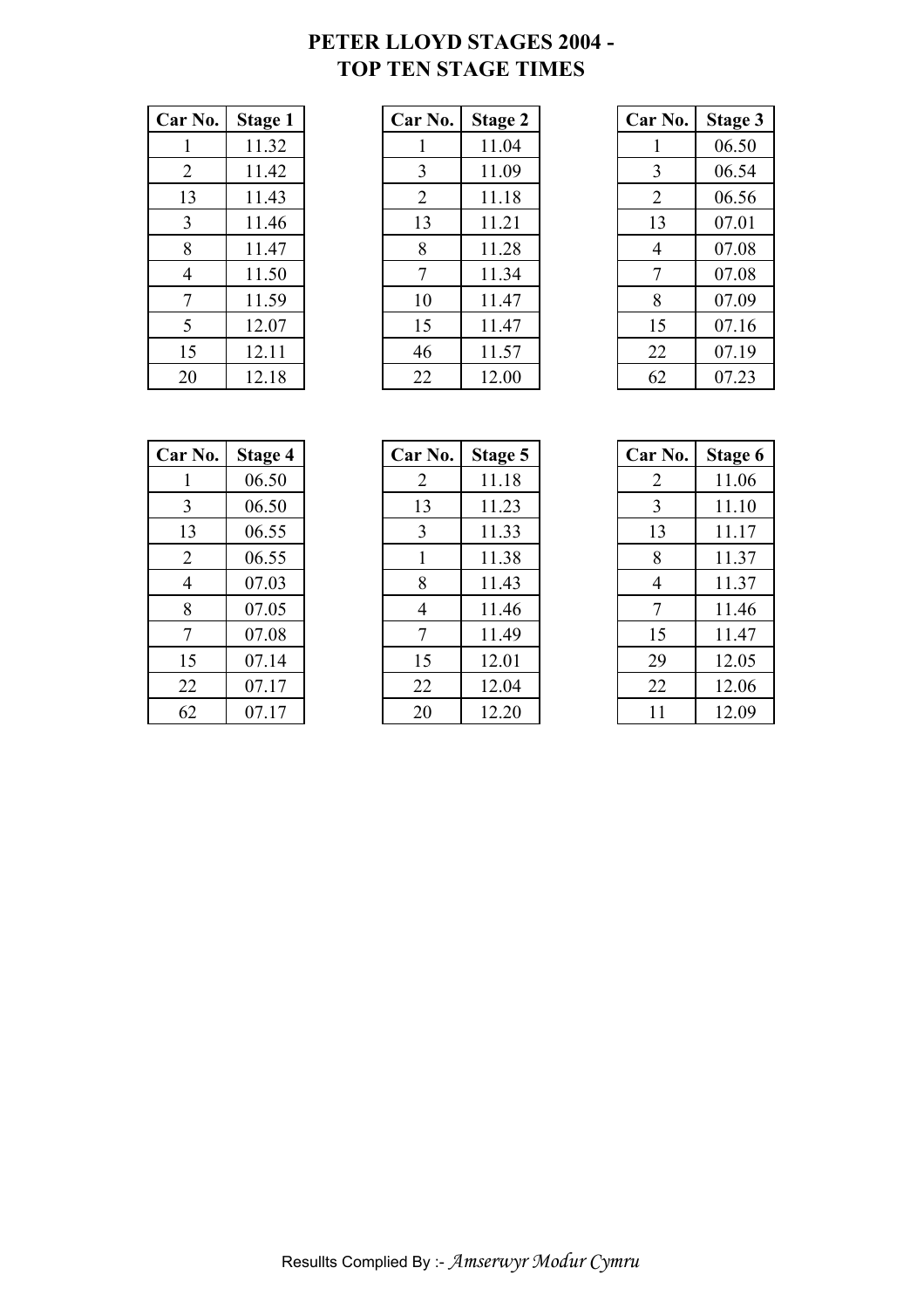# PETER LLOYD STAGES 2004 - TOP TEN STAGE TIMES

| Car No. | Stage 1 |
|---|---|
| 1 | 11.32 |
| 2 | 11.42 |
| 13 | 11.43 |
| 3 | 11.46 |
| 8 | 11.47 |
| 4 | 11.50 |
| 7 | 11.59 |
| 5 | 12.07 |
| 15 | 12.11 |
| 20 | 12.18 |

| Car No. | Stage 2 |
|---|---|
| 1 | 11.04 |
| 3 | 11.09 |
| 2 | 11.18 |
| 13 | 11.21 |
| 8 | 11.28 |
| 7 | 11.34 |
| 10 | 11.47 |
| 15 | 11.47 |
| 46 | 11.57 |
| 22 | 12.00 |

| Car No. | Stage 3 |
|---|---|
| 1 | 06.50 |
| 3 | 06.54 |
| 2 | 06.56 |
| 13 | 07.01 |
| 4 | 07.08 |
| 7 | 07.08 |
| 8 | 07.09 |
| 15 | 07.16 |
| 22 | 07.19 |
| 62 | 07.23 |

| Car No. | Stage 4 |
|---|---|
| 1 | 06.50 |
| 3 | 06.50 |
| 13 | 06.55 |
| 2 | 06.55 |
| 4 | 07.03 |
| 8 | 07.05 |
| 7 | 07.08 |
| 15 | 07.14 |
| 22 | 07.17 |
| 62 | 07.17 |

| Car No. | Stage 5 |
|---|---|
| 2 | 11.18 |
| 13 | 11.23 |
| 3 | 11.33 |
| 1 | 11.38 |
| 8 | 11.43 |
| 4 | 11.46 |
| 7 | 11.49 |
| 15 | 12.01 |
| 22 | 12.04 |
| 20 | 12.20 |

| Car No. | Stage 6 |
|---|---|
| 2 | 11.06 |
| 3 | 11.10 |
| 13 | 11.17 |
| 8 | 11.37 |
| 4 | 11.37 |
| 7 | 11.46 |
| 15 | 11.47 |
| 29 | 12.05 |
| 22 | 12.06 |
| 11 | 12.09 |

Resullts Complied By :- *Amserwyr Modur Cymru*